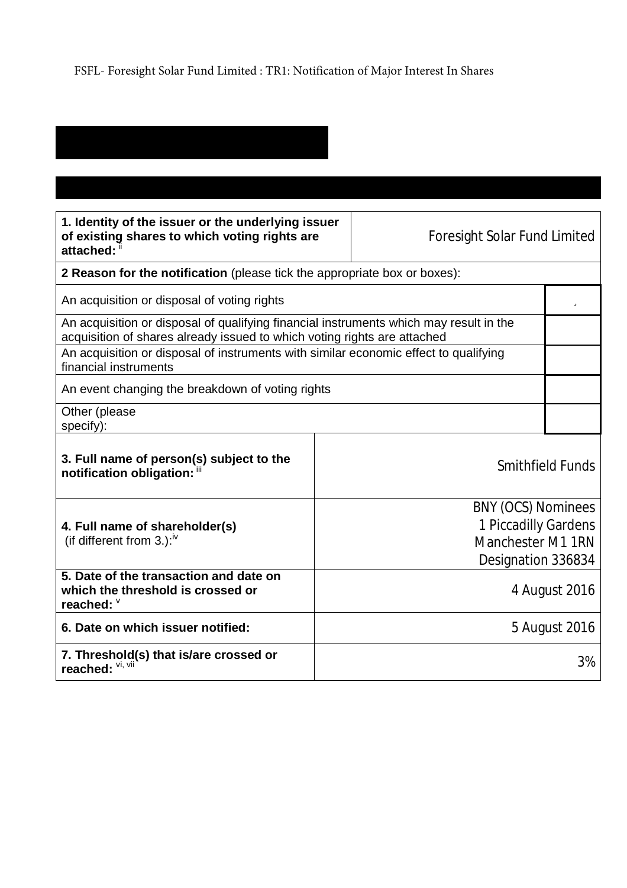FSFL- Foresight Solar Fund Limited : TR1: Notification of Major Interest In Shares

| 1. Identity of the issuer or the underlying issuer of existing shares to which voting rights are attached: [ii] | Foresight Solar Fund Limited |
|---|---|
| **2 Reason for the notification** (please tick the appropriate box or boxes): | |
| An acquisition or disposal of voting rights | ü |
| An acquisition or disposal of qualifying financial instruments which may result in the acquisition of shares already issued to which voting rights are attached | |
| An acquisition or disposal of instruments with similar economic effect to qualifying financial instruments | |
| An event changing the breakdown of voting rights | |
| Other (please specify): | |
| **3. Full name of person(s) subject to the notification obligation:** [iii] | Smithfield Funds |
| **4. Full name of shareholder(s)** (if different from 3.):[iv] | BNY (OCS) Nominees 1 Piccadilly Gardens Manchester M1 1RN Designation 336834 |
| **5. Date of the transaction and date on which the threshold is crossed or reached:** [v] | 4 August 2016 |
| **6. Date on which issuer notified:** | 5 August 2016 |
| **7. Threshold(s) that is/are crossed or reached:** [vi, vii] | 3% |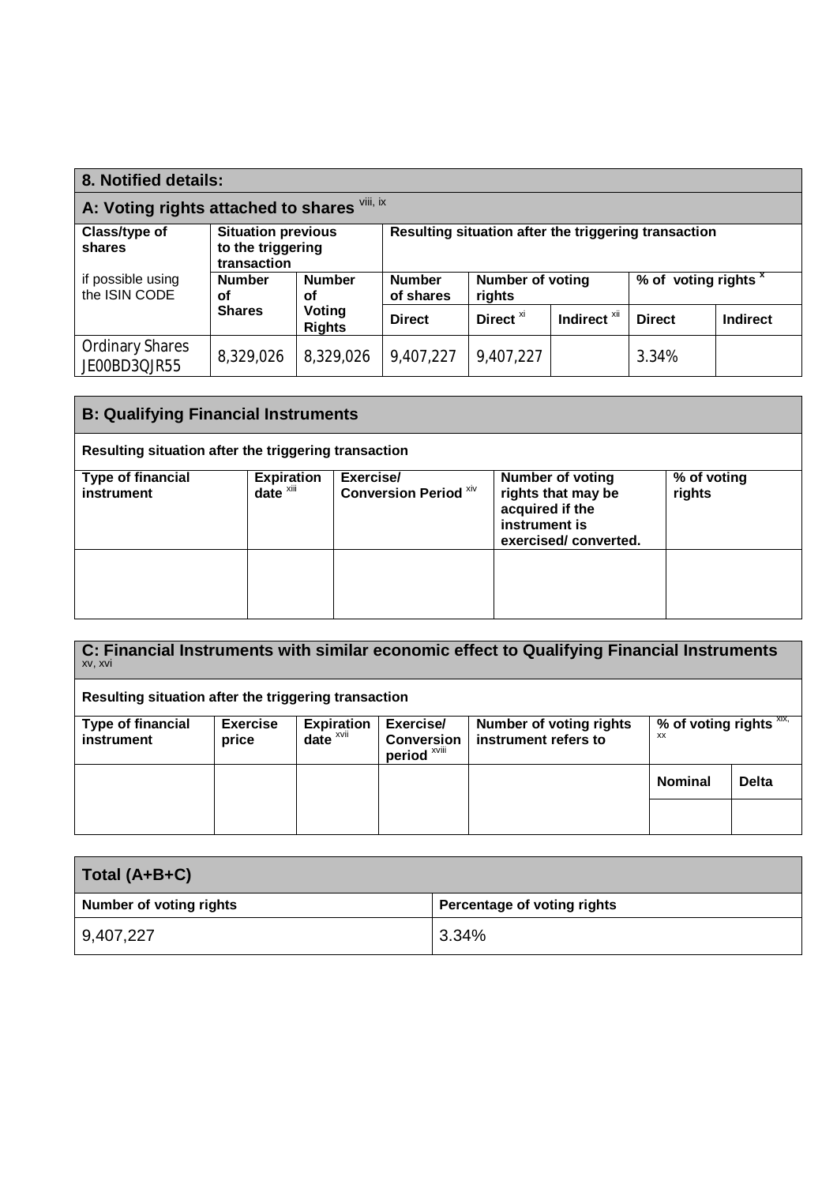## 8. Notified details:

### A: Voting rights attached to shares [viii, ix]

| Class/type of shares if possible using the ISIN CODE | Situation previous to the triggering transaction | | Resulting situation after the triggering transaction | | | | |
|---|---|---|---|---|---|---|---|
| | Number of Shares | Number of Voting Rights | Number of shares | Number of voting rights | | % of voting rights [x] | |
| | | | Direct | Direct [xi] | Indirect [xii] | Direct | Indirect |
| Ordinary Shares JE00BD3QJR55 | 8,329,026 | 8,329,026 | 9,407,227 | 9,407,227 | | 3.34% | |

### B: Qualifying Financial Instruments

**Resulting situation after the triggering transaction**

| Type of financial instrument | Expiration date [xiii] | Exercise/ Conversion Period [xiv] | Number of voting rights that may be acquired if the instrument is exercised/ converted. | % of voting rights |
|---|---|---|---|---|
| | | | | |

### C: Financial Instruments with similar economic effect to Qualifying Financial Instruments [xv, xvi]

**Resulting situation after the triggering transaction**

| Type of financial instrument | Exercise price | Expiration date [xvii] | Exercise/ Conversion period [xviii] | Number of voting rights instrument refers to | % of voting rights [xix, xx] | |
|---|---|---|---|---|---|---|
| | | | | | Nominal | Delta |
| | | | | | | |

| Total (A+B+C) | |
|---|---|
| Number of voting rights | Percentage of voting rights |
| 9,407,227 | 3.34% |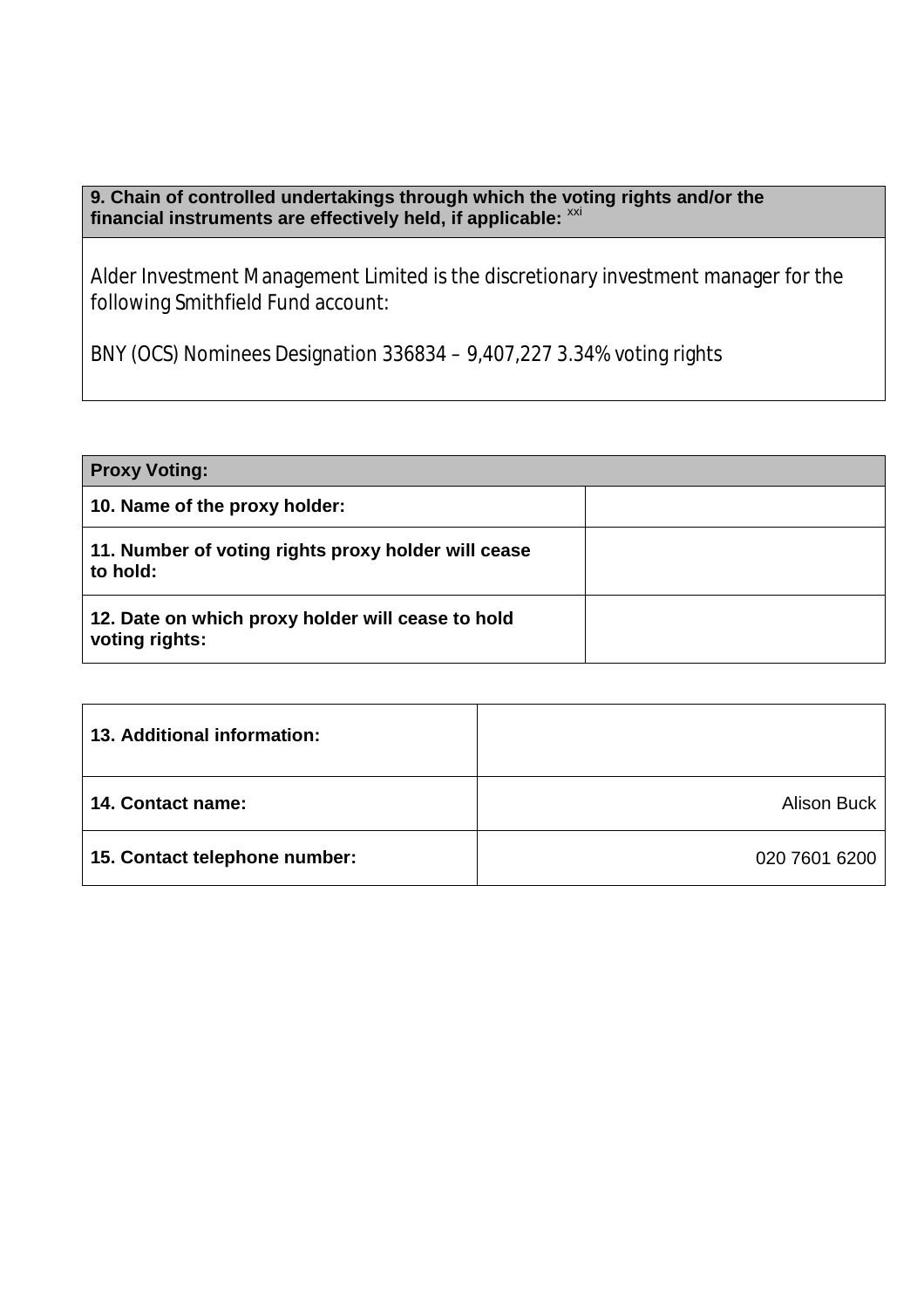| 9. Chain of controlled undertakings through which the voting rights and/or the financial instruments are effectively held, if applicable: [xxi] |
|---|
| Alder Investment Management Limited is the discretionary investment manager for the following Smithfield Fund account:<br><br>BNY (OCS) Nominees Designation 336834 – 9,407,227 3.34% voting rights |

| Proxy Voting: | |
|---|---|
| 10. Name of the proxy holder: | |
| 11. Number of voting rights proxy holder will cease to hold: | |
| 12. Date on which proxy holder will cease to hold voting rights: | |

| | |
|---|---|
| 13. Additional information: | |
| 14. Contact name: | Alison Buck |
| 15. Contact telephone number: | 020 7601 6200 |